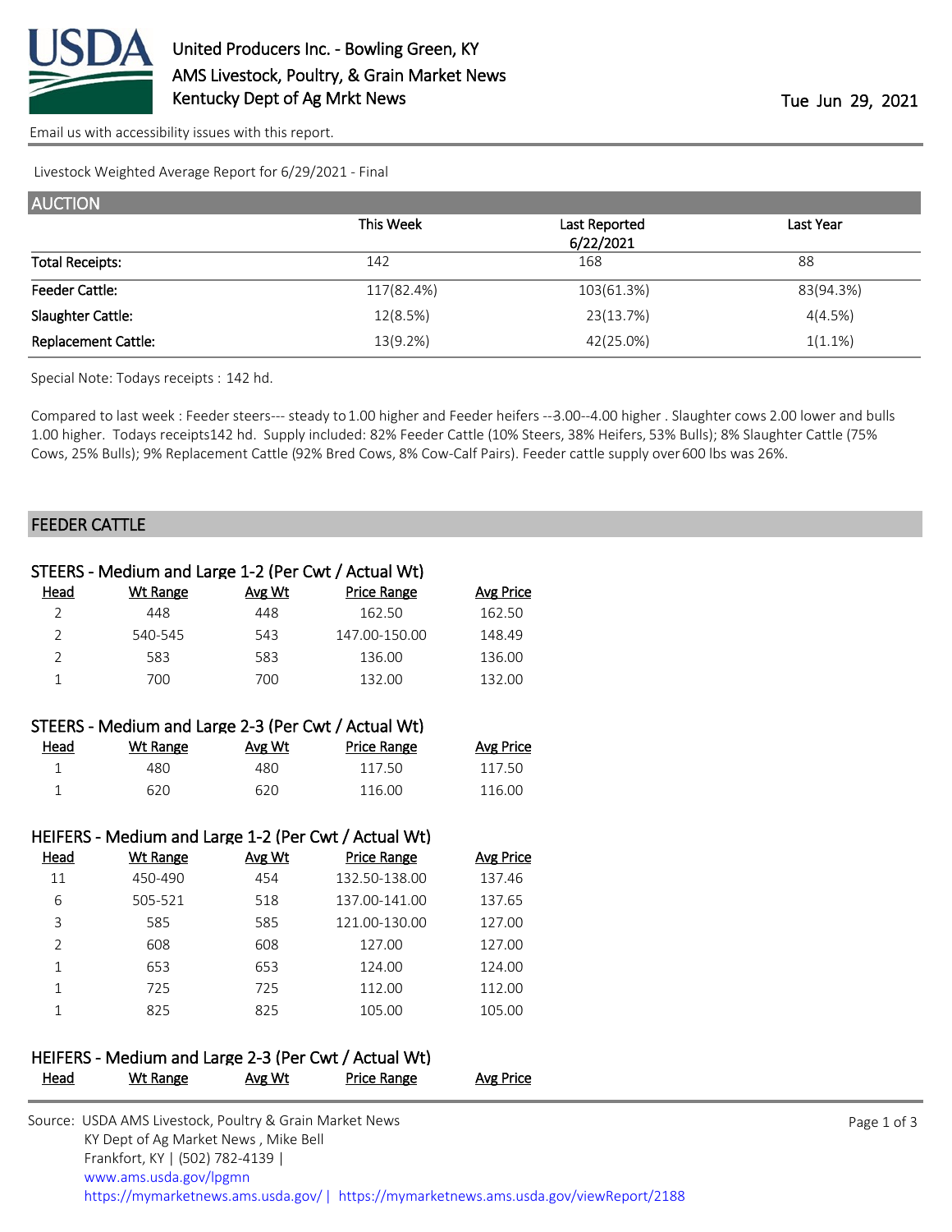United Producers Inc. - Bowling Green, KY
AMS Livestock, Poultry, & Grain Market News
Kentucky Dept of Ag Mrkt News

Tue Jun 29, 2021

Email us with accessibility issues with this report.

Livestock Weighted Average Report for 6/29/2021 - Final

## AUCTION

| | This Week | Last Reported 6/22/2021 | Last Year |
|---|---|---|---|
| Total Receipts: | 142 | 168 | 88 |
| Feeder Cattle: | 117(82.4%) | 103(61.3%) | 83(94.3%) |
| Slaughter Cattle: | 12(8.5%) | 23(13.7%) | 4(4.5%) |
| Replacement Cattle: | 13(9.2%) | 42(25.0%) | 1(1.1%) |

Special Note: Todays receipts : 142 hd.

Compared to last week : Feeder steers--- steady to 1.00 higher and Feeder heifers --3.00--4.00 higher . Slaughter cows 2.00 lower and bulls 1.00 higher. Todays receipts142 hd. Supply included: 82% Feeder Cattle (10% Steers, 38% Heifers, 53% Bulls); 8% Slaughter Cattle (75% Cows, 25% Bulls); 9% Replacement Cattle (92% Bred Cows, 8% Cow-Calf Pairs). Feeder cattle supply over 600 lbs was 26%.

## FEEDER CATTLE

### STEERS - Medium and Large 1-2 (Per Cwt / Actual Wt)

| Head | Wt Range | Avg Wt | Price Range | Avg Price |
|---|---|---|---|---|
| 2 | 448 | 448 | 162.50 | 162.50 |
| 2 | 540-545 | 543 | 147.00-150.00 | 148.49 |
| 2 | 583 | 583 | 136.00 | 136.00 |
| 1 | 700 | 700 | 132.00 | 132.00 |

### STEERS - Medium and Large 2-3 (Per Cwt / Actual Wt)

| Head | Wt Range | Avg Wt | Price Range | Avg Price |
|---|---|---|---|---|
| 1 | 480 | 480 | 117.50 | 117.50 |
| 1 | 620 | 620 | 116.00 | 116.00 |

### HEIFERS - Medium and Large 1-2 (Per Cwt / Actual Wt)

| Head | Wt Range | Avg Wt | Price Range | Avg Price |
|---|---|---|---|---|
| 11 | 450-490 | 454 | 132.50-138.00 | 137.46 |
| 6 | 505-521 | 518 | 137.00-141.00 | 137.65 |
| 3 | 585 | 585 | 121.00-130.00 | 127.00 |
| 2 | 608 | 608 | 127.00 | 127.00 |
| 1 | 653 | 653 | 124.00 | 124.00 |
| 1 | 725 | 725 | 112.00 | 112.00 |
| 1 | 825 | 825 | 105.00 | 105.00 |

### HEIFERS - Medium and Large 2-3 (Per Cwt / Actual Wt)

| Head | Wt Range | Avg Wt | Price Range | Avg Price |
|---|---|---|---|---|

Source: USDA AMS Livestock, Poultry & Grain Market News
KY Dept of Ag Market News , Mike Bell
Frankfort, KY | (502) 782-4139 |
www.ams.usda.gov/lpgmn
https://mymarketnews.ams.usda.gov/ | https://mymarketnews.ams.usda.gov/viewReport/2188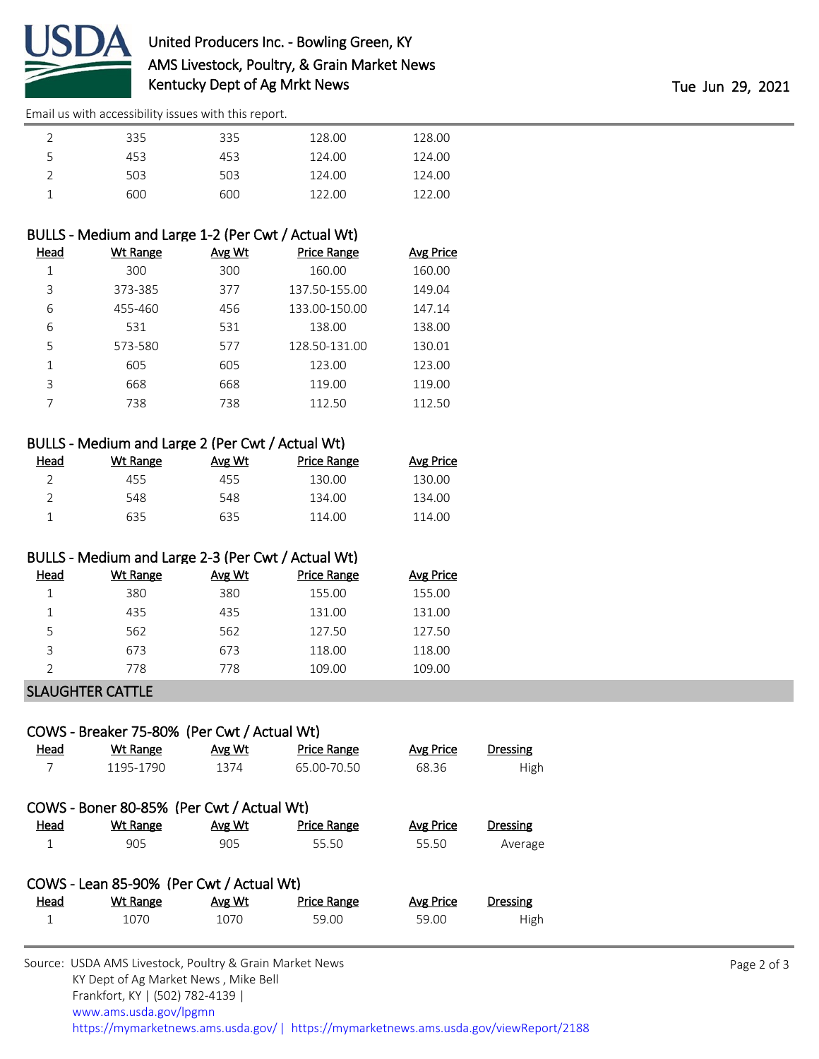| Head | Wt Range | Avg Wt | Price Range | Avg Price |
|---|---|---|---|---|
| 2 | 335 | 335 | 128.00 | 128.00 |
| 5 | 453 | 453 | 124.00 | 124.00 |
| 2 | 503 | 503 | 124.00 | 124.00 |
| 1 | 600 | 600 | 122.00 | 122.00 |

### BULLS - Medium and Large 1-2 (Per Cwt / Actual Wt)

| Head | Wt Range | Avg Wt | Price Range | Avg Price |
|---|---|---|---|---|
| 1 | 300 | 300 | 160.00 | 160.00 |
| 3 | 373-385 | 377 | 137.50-155.00 | 149.04 |
| 6 | 455-460 | 456 | 133.00-150.00 | 147.14 |
| 6 | 531 | 531 | 138.00 | 138.00 |
| 5 | 573-580 | 577 | 128.50-131.00 | 130.01 |
| 1 | 605 | 605 | 123.00 | 123.00 |
| 3 | 668 | 668 | 119.00 | 119.00 |
| 7 | 738 | 738 | 112.50 | 112.50 |

### BULLS - Medium and Large 2 (Per Cwt / Actual Wt)

| Head | Wt Range | Avg Wt | Price Range | Avg Price |
|---|---|---|---|---|
| 2 | 455 | 455 | 130.00 | 130.00 |
| 2 | 548 | 548 | 134.00 | 134.00 |
| 1 | 635 | 635 | 114.00 | 114.00 |

### BULLS - Medium and Large 2-3 (Per Cwt / Actual Wt)

| Head | Wt Range | Avg Wt | Price Range | Avg Price |
|---|---|---|---|---|
| 1 | 380 | 380 | 155.00 | 155.00 |
| 1 | 435 | 435 | 131.00 | 131.00 |
| 5 | 562 | 562 | 127.50 | 127.50 |
| 3 | 673 | 673 | 118.00 | 118.00 |
| 2 | 778 | 778 | 109.00 | 109.00 |

## SLAUGHTER CATTLE

### COWS - Breaker 75-80% (Per Cwt / Actual Wt)

| Head | Wt Range | Avg Wt | Price Range | Avg Price | Dressing |
|---|---|---|---|---|---|
| 7 | 1195-1790 | 1374 | 65.00-70.50 | 68.36 | High |

### COWS - Boner 80-85% (Per Cwt / Actual Wt)

| Head | Wt Range | Avg Wt | Price Range | Avg Price | Dressing |
|---|---|---|---|---|---|
| 1 | 905 | 905 | 55.50 | 55.50 | Average |

### COWS - Lean 85-90% (Per Cwt / Actual Wt)

| Head | Wt Range | Avg Wt | Price Range | Avg Price | Dressing |
|---|---|---|---|---|---|
| 1 | 1070 | 1070 | 59.00 | 59.00 | High |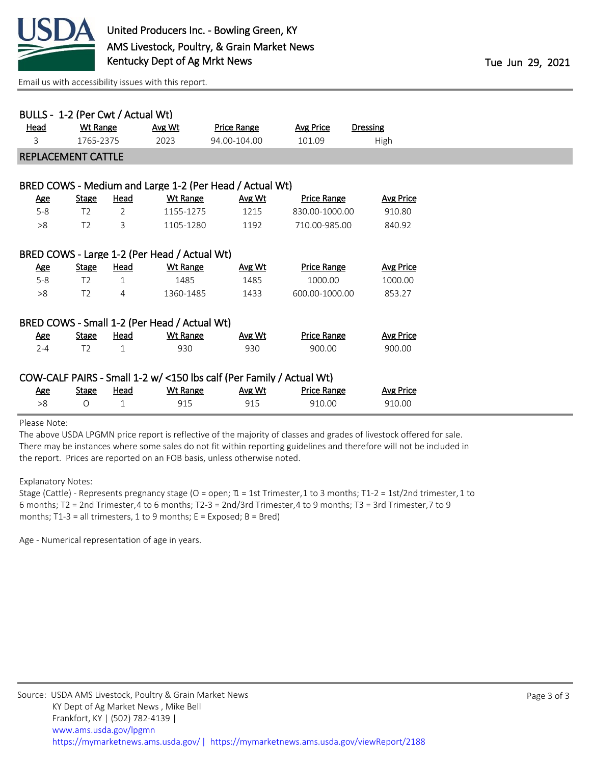United Producers Inc. - Bowling Green, KY
AMS Livestock, Poultry, & Grain Market News
Kentucky Dept of Ag Mrkt News

Tue Jun 29, 2021

Email us with accessibility issues with this report.

### BULLS - 1-2 (Per Cwt / Actual Wt)

| Head | Wt Range | Avg Wt | Price Range | Avg Price | Dressing |
|---|---|---|---|---|---|
| 3 | 1765-2375 | 2023 | 94.00-104.00 | 101.09 | High |

## REPLACEMENT CATTLE

### BRED COWS - Medium and Large 1-2 (Per Head / Actual Wt)

| Age | Stage | Head | Wt Range | Avg Wt | Price Range | Avg Price |
|---|---|---|---|---|---|---|
| 5-8 | T2 | 2 | 1155-1275 | 1215 | 830.00-1000.00 | 910.80 |
| >8 | T2 | 3 | 1105-1280 | 1192 | 710.00-985.00 | 840.92 |

### BRED COWS - Large 1-2 (Per Head / Actual Wt)

| Age | Stage | Head | Wt Range | Avg Wt | Price Range | Avg Price |
|---|---|---|---|---|---|---|
| 5-8 | T2 | 1 | 1485 | 1485 | 1000.00 | 1000.00 |
| >8 | T2 | 4 | 1360-1485 | 1433 | 600.00-1000.00 | 853.27 |

### BRED COWS - Small 1-2 (Per Head / Actual Wt)

| Age | Stage | Head | Wt Range | Avg Wt | Price Range | Avg Price |
|---|---|---|---|---|---|---|
| 2-4 | T2 | 1 | 930 | 930 | 900.00 | 900.00 |

### COW-CALF PAIRS - Small 1-2 w/ <150 lbs calf (Per Family / Actual Wt)

| Age | Stage | Head | Wt Range | Avg Wt | Price Range | Avg Price |
|---|---|---|---|---|---|---|
| >8 | O | 1 | 915 | 915 | 910.00 | 910.00 |

Please Note:
The above USDA LPGMN price report is reflective of the majority of classes and grades of livestock offered for sale. There may be instances where some sales do not fit within reporting guidelines and therefore will not be included in the report. Prices are reported on an FOB basis, unless otherwise noted.

Explanatory Notes:
Stage (Cattle) - Represents pregnancy stage (O = open; T1 = 1st Trimester,1 to 3 months; T1-2 = 1st/2nd trimester, 1 to 6 months; T2 = 2nd Trimester,4 to 6 months; T2-3 = 2nd/3rd Trimester,4 to 9 months; T3 = 3rd Trimester,7 to 9 months; T1-3 = all trimesters, 1 to 9 months; E = Exposed; B = Bred)

Age - Numerical representation of age in years.

Source: USDA AMS Livestock, Poultry & Grain Market News
KY Dept of Ag Market News , Mike Bell
Frankfort, KY | (502) 782-4139 |
www.ams.usda.gov/lpgmn
https://mymarketnews.ams.usda.gov/ | https://mymarketnews.ams.usda.gov/viewReport/2188